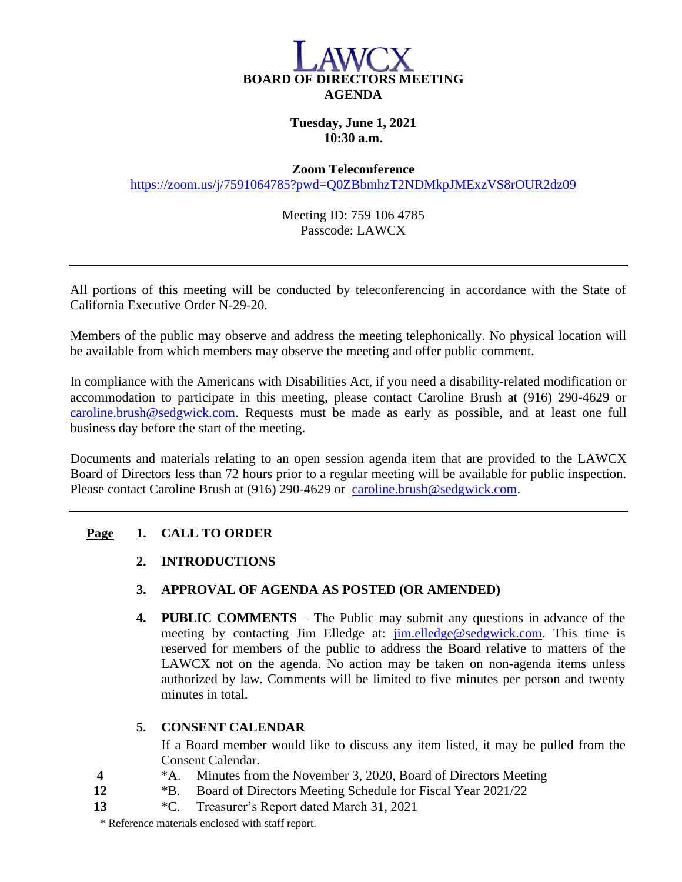# LAWCX

## BOARD OF DIRECTORS MEETING AGENDA

**Tuesday, June 1, 2021**
**10:30 a.m.**

**Zoom Teleconference**
https://zoom.us/j/7591064785?pwd=Q0ZBbmhzT2NDMkpJMExzVS8rOUR2dz09

Meeting ID: 759 106 4785
Passcode: LAWCX

---

All portions of this meeting will be conducted by teleconferencing in accordance with the State of California Executive Order N-29-20.

Members of the public may observe and address the meeting telephonically. No physical location will be available from which members may observe the meeting and offer public comment.

In compliance with the Americans with Disabilities Act, if you need a disability-related modification or accommodation to participate in this meeting, please contact Caroline Brush at (916) 290-4629 or caroline.brush@sedgwick.com. Requests must be made as early as possible, and at least one full business day before the start of the meeting.

Documents and materials relating to an open session agenda item that are provided to the LAWCX Board of Directors less than 72 hours prior to a regular meeting will be available for public inspection. Please contact Caroline Brush at (916) 290-4629 or caroline.brush@sedgwick.com.

---

**Page**

1. **CALL TO ORDER**

2. **INTRODUCTIONS**

3. **APPROVAL OF AGENDA AS POSTED (OR AMENDED)**

4. **PUBLIC COMMENTS** – The Public may submit any questions in advance of the meeting by contacting Jim Elledge at: jim.elledge@sedgwick.com. This time is reserved for members of the public to address the Board relative to matters of the LAWCX not on the agenda. No action may be taken on non-agenda items unless authorized by law. Comments will be limited to five minutes per person and twenty minutes in total.

5. **CONSENT CALENDAR**

   If a Board member would like to discuss any item listed, it may be pulled from the Consent Calendar.

| Page | Item |
|---|---|
| 4 | *A. Minutes from the November 3, 2020, Board of Directors Meeting |
| 12 | *B. Board of Directors Meeting Schedule for Fiscal Year 2021/22 |
| 13 | *C. Treasurer's Report dated March 31, 2021 |

\* Reference materials enclosed with staff report.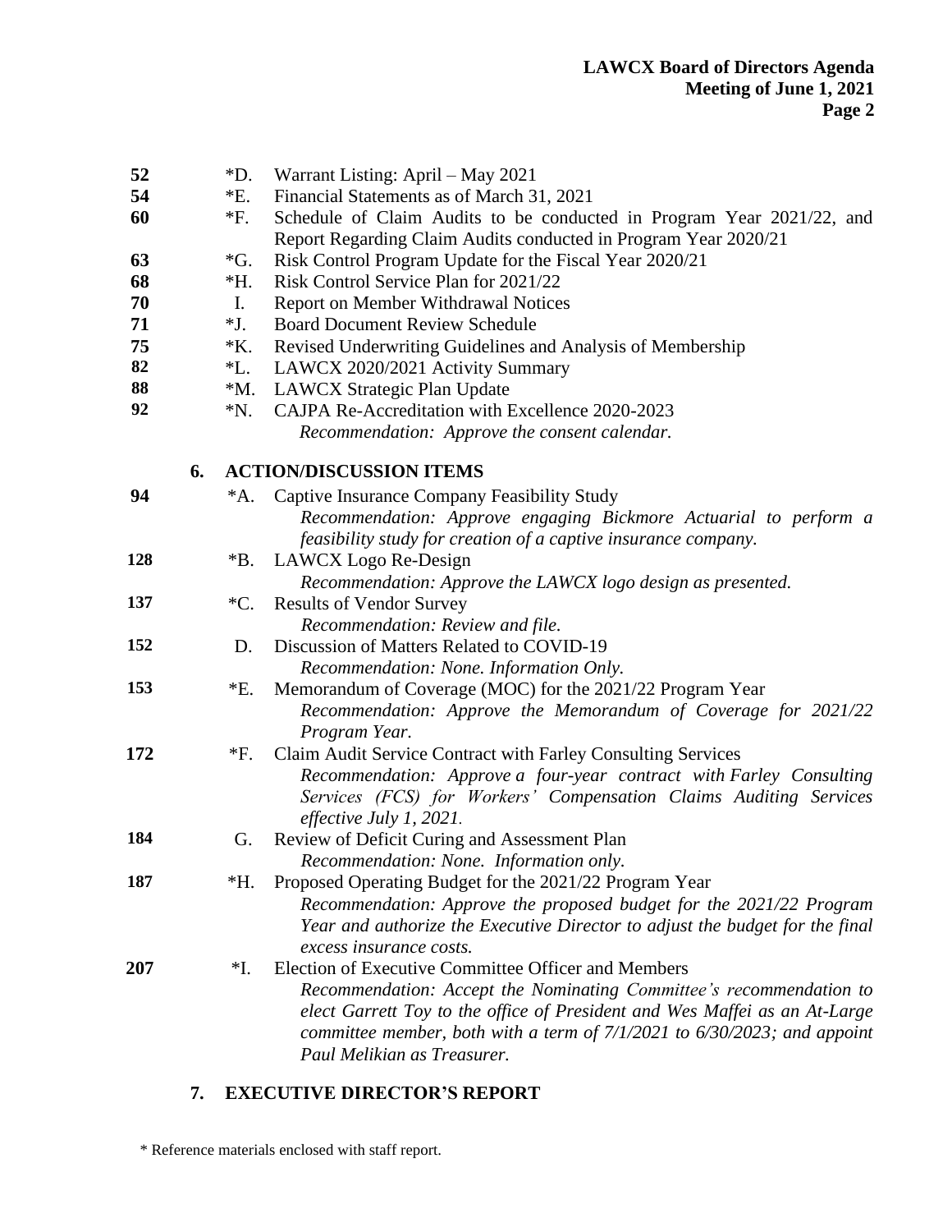| | | |
|---|---|---|
| 52 | *D. | Warrant Listing: April – May 2021 |
| 54 | *E. | Financial Statements as of March 31, 2021 |
| 60 | *F. | Schedule of Claim Audits to be conducted in Program Year 2021/22, and Report Regarding Claim Audits conducted in Program Year 2020/21 |
| 63 | *G. | Risk Control Program Update for the Fiscal Year 2020/21 |
| 68 | *H. | Risk Control Service Plan for 2021/22 |
| 70 | I. | Report on Member Withdrawal Notices |
| 71 | *J. | Board Document Review Schedule |
| 75 | *K. | Revised Underwriting Guidelines and Analysis of Membership |
| 82 | *L. | LAWCX 2020/2021 Activity Summary |
| 88 | *M. | LAWCX Strategic Plan Update |
| 92 | *N. | CAJPA Re-Accreditation with Excellence 2020-2023 |

*Recommendation: Approve the consent calendar.*

## 6. ACTION/DISCUSSION ITEMS

| | | |
|---|---|---|
| 94 | *A. | Captive Insurance Company Feasibility Study<br>*Recommendation: Approve engaging Bickmore Actuarial to perform a feasibility study for creation of a captive insurance company.* |
| 128 | *B. | LAWCX Logo Re-Design<br>*Recommendation: Approve the LAWCX logo design as presented.* |
| 137 | *C. | Results of Vendor Survey<br>*Recommendation: Review and file.* |
| 152 | D. | Discussion of Matters Related to COVID-19<br>*Recommendation: None. Information Only.* |
| 153 | *E. | Memorandum of Coverage (MOC) for the 2021/22 Program Year<br>*Recommendation: Approve the Memorandum of Coverage for 2021/22 Program Year.* |
| 172 | *F. | Claim Audit Service Contract with Farley Consulting Services<br>*Recommendation: Approve a four-year contract with Farley Consulting Services (FCS) for Workers' Compensation Claims Auditing Services effective July 1, 2021.* |
| 184 | G. | Review of Deficit Curing and Assessment Plan<br>*Recommendation: None. Information only.* |
| 187 | *H. | Proposed Operating Budget for the 2021/22 Program Year<br>*Recommendation: Approve the proposed budget for the 2021/22 Program Year and authorize the Executive Director to adjust the budget for the final excess insurance costs.* |
| 207 | *I. | Election of Executive Committee Officer and Members<br>*Recommendation: Accept the Nominating Committee's recommendation to elect Garrett Toy to the office of President and Wes Maffei as an At-Large committee member, both with a term of 7/1/2021 to 6/30/2023; and appoint Paul Melikian as Treasurer.* |

## 7. EXECUTIVE DIRECTOR'S REPORT

* Reference materials enclosed with staff report.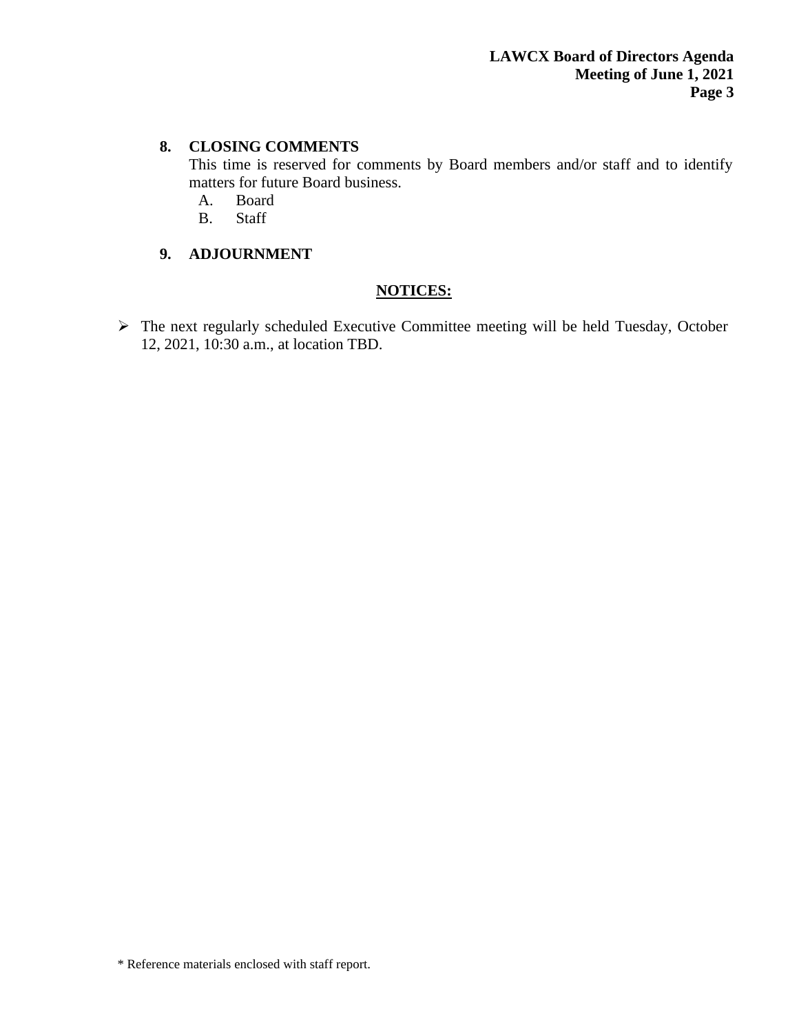**8. CLOSING COMMENTS**

This time is reserved for comments by Board members and/or staff and to identify matters for future Board business.

A. Board
B. Staff

**9. ADJOURNMENT**

**NOTICES:**

- The next regularly scheduled Executive Committee meeting will be held Tuesday, October 12, 2021, 10:30 a.m., at location TBD.

* Reference materials enclosed with staff report.